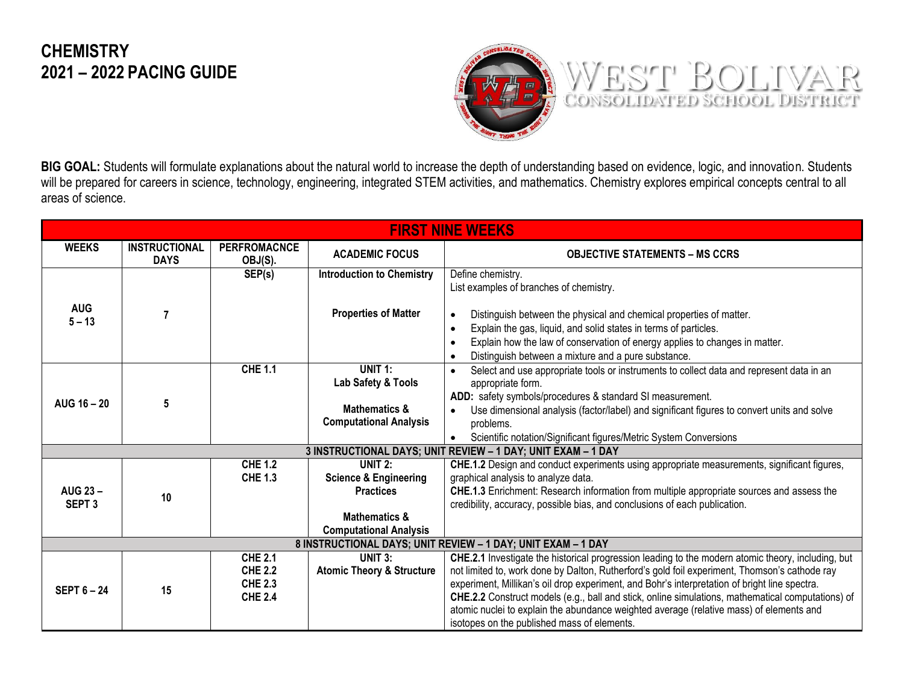# CHEMISTRY
# 2021 – 2022 PACING GUIDE

WEST BOLIVAR
CONSOLIDATED SCHOOL DISTRICT

**BIG GOAL:** Students will formulate explanations about the natural world to increase the depth of understanding based on evidence, logic, and innovation. Students will be prepared for careers in science, technology, engineering, integrated STEM activities, and mathematics. Chemistry explores empirical concepts central to all areas of science.

| FIRST NINE WEEKS | | | | |
|---|---|---|---|---|
| **WEEKS** | **INSTRUCTIONAL DAYS** | **PERFROMACNCE OBJ(S).** | **ACADEMIC FOCUS** | **OBJECTIVE STATEMENTS – MS CCRS** |
| **AUG 5 – 13** | **7** | **SEP(s)** | **Introduction to Chemistry**<br><br>**Properties of Matter** | Define chemistry.<br>List examples of branches of chemistry.<br><br>• Distinguish between the physical and chemical properties of matter.<br>• Explain the gas, liquid, and solid states in terms of particles.<br>• Explain how the law of conservation of energy applies to changes in matter.<br>• Distinguish between a mixture and a pure substance. |
| **AUG 16 – 20** | **5** | **CHE 1.1** | **UNIT 1: Lab Safety & Tools**<br><br>**Mathematics & Computational Analysis** | • Select and use appropriate tools or instruments to collect data and represent data in an appropriate form.<br>**ADD:** safety symbols/procedures & standard SI measurement.<br>• Use dimensional analysis (factor/label) and significant figures to convert units and solve problems.<br>• Scientific notation/Significant figures/Metric System Conversions |
| **3 INSTRUCTIONAL DAYS; UNIT REVIEW – 1 DAY; UNIT EXAM – 1 DAY** | | | | |
| **AUG 23 – SEPT 3** | **10** | **CHE 1.2**<br>**CHE 1.3** | **UNIT 2: Science & Engineering Practices**<br><br>**Mathematics & Computational Analysis** | **CHE.1.2** Design and conduct experiments using appropriate measurements, significant figures, graphical analysis to analyze data.<br>**CHE.1.3** Enrichment: Research information from multiple appropriate sources and assess the credibility, accuracy, possible bias, and conclusions of each publication. |
| **8 INSTRUCTIONAL DAYS; UNIT REVIEW – 1 DAY; UNIT EXAM – 1 DAY** | | | | |
| **SEPT 6 – 24** | **15** | **CHE 2.1**<br>**CHE 2.2**<br>**CHE 2.3**<br>**CHE 2.4** | **UNIT 3: Atomic Theory & Structure** | **CHE.2.1** Investigate the historical progression leading to the modern atomic theory, including, but not limited to, work done by Dalton, Rutherford's gold foil experiment, Thomson's cathode ray experiment, Millikan's oil drop experiment, and Bohr's interpretation of bright line spectra.<br>**CHE.2.2** Construct models (e.g., ball and stick, online simulations, mathematical computations) of atomic nuclei to explain the abundance weighted average (relative mass) of elements and isotopes on the published mass of elements. |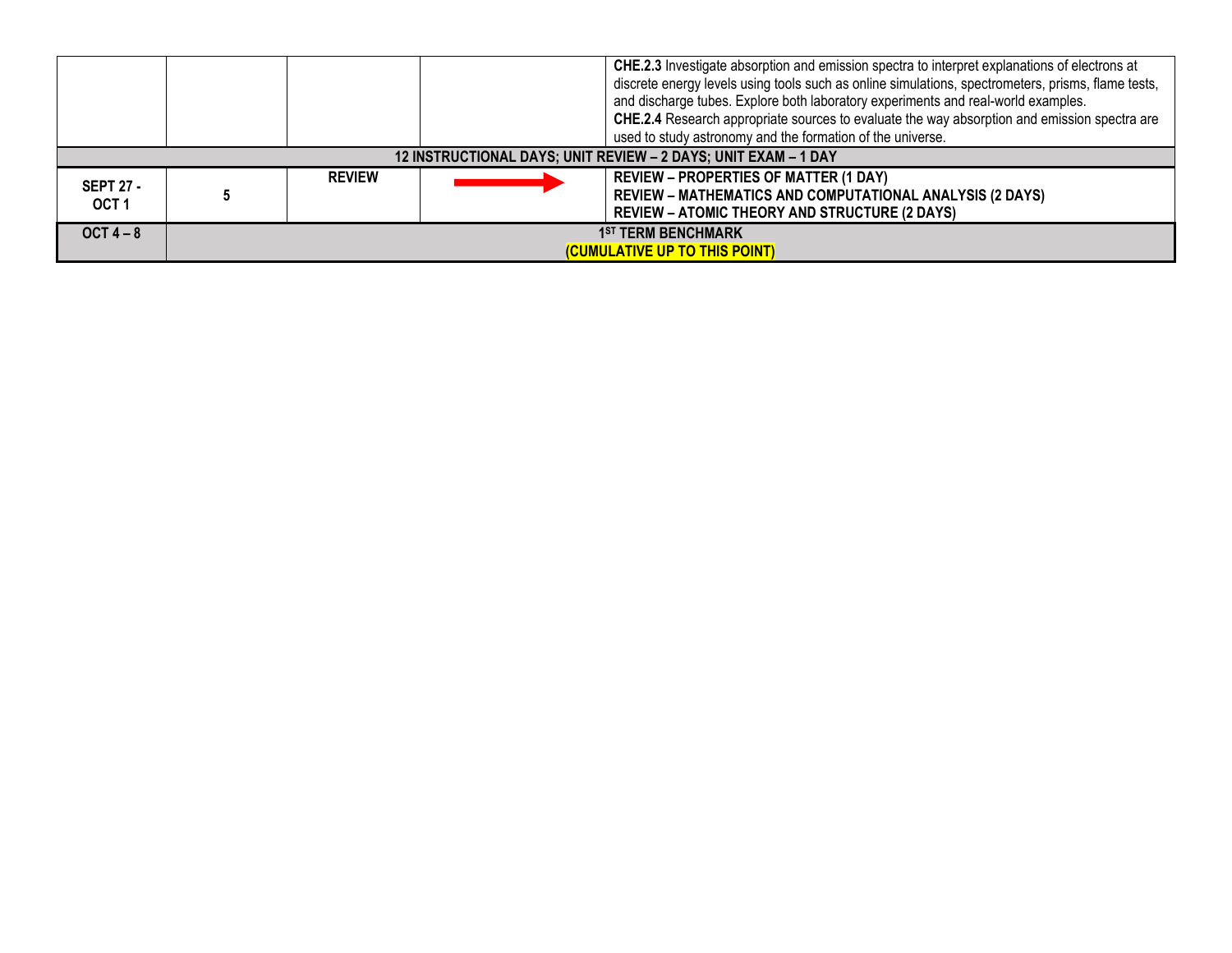| | | | | |
|---|---|---|---|---|
| | | | | **CHE.2.3** Investigate absorption and emission spectra to interpret explanations of electrons at discrete energy levels using tools such as online simulations, spectrometers, prisms, flame tests, and discharge tubes. Explore both laboratory experiments and real-world examples.<br>**CHE.2.4** Research appropriate sources to evaluate the way absorption and emission spectra are used to study astronomy and the formation of the universe. |
| **12 INSTRUCTIONAL DAYS; UNIT REVIEW – 2 DAYS; UNIT EXAM – 1 DAY** | | | | |
| **SEPT 27 - OCT 1** | **5** | **REVIEW** | → | **REVIEW – PROPERTIES OF MATTER (1 DAY)**<br>**REVIEW – MATHEMATICS AND COMPUTATIONAL ANALYSIS (2 DAYS)**<br>**REVIEW – ATOMIC THEORY AND STRUCTURE (2 DAYS)** |
| **OCT 4 – 8** | **1ST TERM BENCHMARK**<br>**(CUMULATIVE UP TO THIS POINT)** | | | |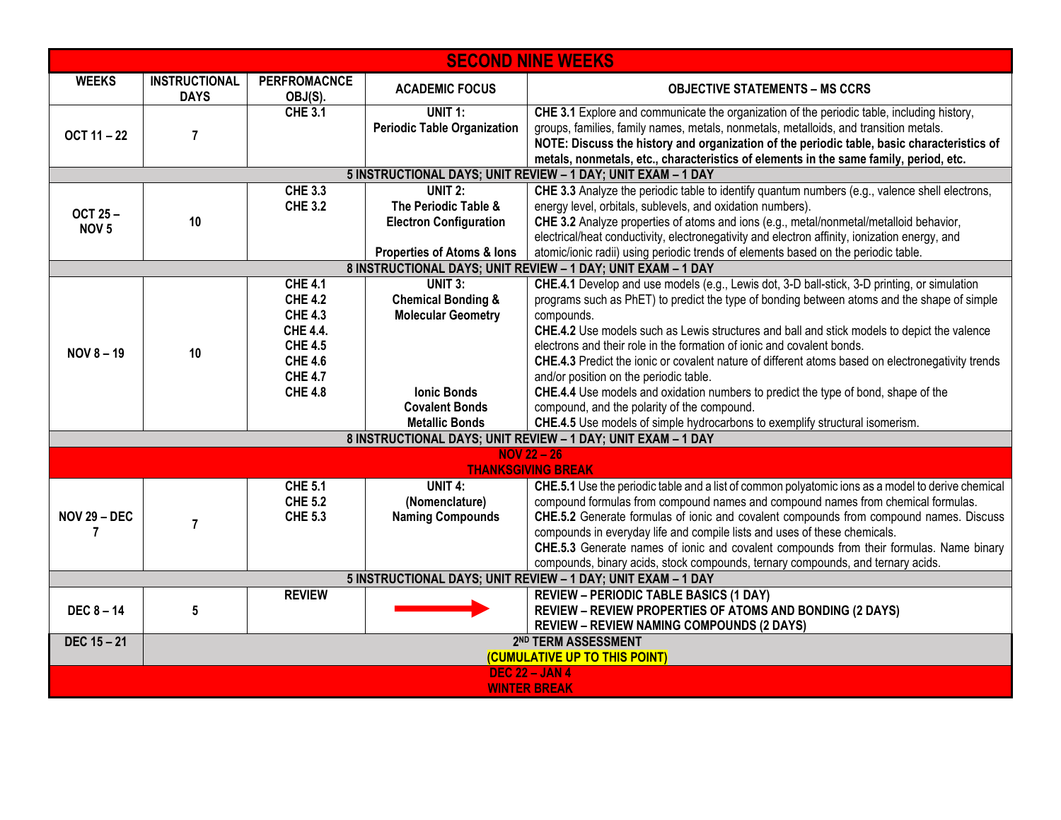## SECOND NINE WEEKS

| WEEKS | INSTRUCTIONAL DAYS | PERFROMACNCE OBJ(S). | ACADEMIC FOCUS | OBJECTIVE STATEMENTS – MS CCRS |
|---|---|---|---|---|
| OCT 11 – 22 | 7 | CHE 3.1 | UNIT 1: Periodic Table Organization | **CHE 3.1** Explore and communicate the organization of the periodic table, including history, groups, families, family names, metals, nonmetals, metalloids, and transition metals. **NOTE: Discuss the history and organization of the periodic table, basic characteristics of metals, nonmetals, etc., characteristics of elements in the same family, period, etc.** |
| 5 INSTRUCTIONAL DAYS; UNIT REVIEW – 1 DAY; UNIT EXAM – 1 DAY | | | | |
| OCT 25 – NOV 5 | 10 | CHE 3.3<br>CHE 3.2 | UNIT 2: The Periodic Table & Electron Configuration<br><br>Properties of Atoms & Ions | **CHE 3.3** Analyze the periodic table to identify quantum numbers (e.g., valence shell electrons, energy level, orbitals, sublevels, and oxidation numbers).<br>**CHE 3.2** Analyze properties of atoms and ions (e.g., metal/nonmetal/metalloid behavior, electrical/heat conductivity, electronegativity and electron affinity, ionization energy, and atomic/ionic radii) using periodic trends of elements based on the periodic table. |
| 8 INSTRUCTIONAL DAYS; UNIT REVIEW – 1 DAY; UNIT EXAM – 1 DAY | | | | |
| NOV 8 – 19 | 10 | CHE 4.1<br>CHE 4.2<br>CHE 4.3<br>CHE 4.4.<br>CHE 4.5<br>CHE 4.6<br>CHE 4.7<br>CHE 4.8 | UNIT 3: Chemical Bonding & Molecular Geometry<br><br>Ionic Bonds<br>Covalent Bonds<br>Metallic Bonds | **CHE.4.1** Develop and use models (e.g., Lewis dot, 3-D ball-stick, 3-D printing, or simulation programs such as PhET) to predict the type of bonding between atoms and the shape of simple compounds.<br>**CHE.4.2** Use models such as Lewis structures and ball and stick models to depict the valence electrons and their role in the formation of ionic and covalent bonds.<br>**CHE.4.3** Predict the ionic or covalent nature of different atoms based on electronegativity trends and/or position on the periodic table.<br>**CHE.4.4** Use models and oxidation numbers to predict the type of bond, shape of the compound, and the polarity of the compound.<br>**CHE.4.5** Use models of simple hydrocarbons to exemplify structural isomerism. |
| 8 INSTRUCTIONAL DAYS; UNIT REVIEW – 1 DAY; UNIT EXAM – 1 DAY | | | | |
| NOV 22 – 26 THANKSGIVING BREAK | | | | |
| NOV 29 – DEC 7 | 7 | CHE 5.1<br>CHE 5.2<br>CHE 5.3 | UNIT 4: (Nomenclature) Naming Compounds | **CHE.5.1** Use the periodic table and a list of common polyatomic ions as a model to derive chemical compound formulas from compound names and compound names from chemical formulas.<br>**CHE.5.2** Generate formulas of ionic and covalent compounds from compound names. Discuss compounds in everyday life and compile lists and uses of these chemicals.<br>**CHE.5.3** Generate names of ionic and covalent compounds from their formulas. Name binary compounds, binary acids, stock compounds, ternary compounds, and ternary acids. |
| 5 INSTRUCTIONAL DAYS; UNIT REVIEW – 1 DAY; UNIT EXAM – 1 DAY | | | | |
| DEC 8 – 14 | 5 | REVIEW | → | **REVIEW – PERIODIC TABLE BASICS (1 DAY)**<br>**REVIEW – REVIEW PROPERTIES OF ATOMS AND BONDING (2 DAYS)**<br>**REVIEW – REVIEW NAMING COMPOUNDS (2 DAYS)** |
| DEC 15 – 21 | 2ND TERM ASSESSMENT (CUMULATIVE UP TO THIS POINT) | | | |
| DEC 22 – JAN 4 WINTER BREAK | | | | |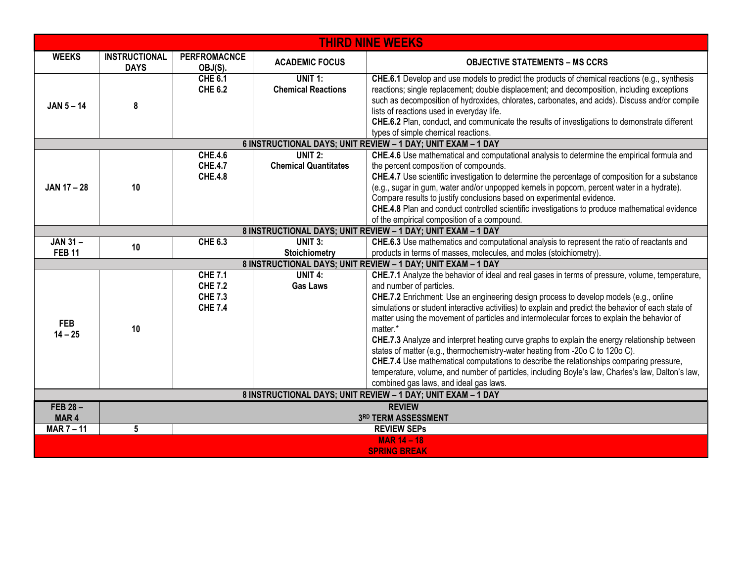| THIRD NINE WEEKS | | | | |
|---|---|---|---|---|
| **WEEKS** | **INSTRUCTIONAL DAYS** | **PERFROMACNCE OBJ(S).** | **ACADEMIC FOCUS** | **OBJECTIVE STATEMENTS – MS CCRS** |
| **JAN 5 – 14** | **8** | **CHE 6.1**<br>**CHE 6.2** | **UNIT 1:**<br>**Chemical Reactions** | **CHE.6.1** Develop and use models to predict the products of chemical reactions (e.g., synthesis reactions; single replacement; double displacement; and decomposition, including exceptions such as decomposition of hydroxides, chlorates, carbonates, and acids). Discuss and/or compile lists of reactions used in everyday life.<br>**CHE.6.2** Plan, conduct, and communicate the results of investigations to demonstrate different types of simple chemical reactions. |
| **6 INSTRUCTIONAL DAYS; UNIT REVIEW – 1 DAY; UNIT EXAM – 1 DAY** | | | | |
| **JAN 17 – 28** | **10** | **CHE.4.6**<br>**CHE.4.7**<br>**CHE.4.8** | **UNIT 2:**<br>**Chemical Quantitates** | **CHE.4.6** Use mathematical and computational analysis to determine the empirical formula and the percent composition of compounds.<br>**CHE.4.7** Use scientific investigation to determine the percentage of composition for a substance (e.g., sugar in gum, water and/or unpopped kernels in popcorn, percent water in a hydrate). Compare results to justify conclusions based on experimental evidence.<br>**CHE.4.8** Plan and conduct controlled scientific investigations to produce mathematical evidence of the empirical composition of a compound. |
| **8 INSTRUCTIONAL DAYS; UNIT REVIEW – 1 DAY; UNIT EXAM – 1 DAY** | | | | |
| **JAN 31 – FEB 11** | **10** | **CHE 6.3** | **UNIT 3:**<br>**Stoichiometry** | **CHE.6.3** Use mathematics and computational analysis to represent the ratio of reactants and products in terms of masses, molecules, and moles (stoichiometry). |
| **8 INSTRUCTIONAL DAYS; UNIT REVIEW – 1 DAY; UNIT EXAM – 1 DAY** | | | | |
| **FEB 14 – 25** | **10** | **CHE 7.1**<br>**CHE 7.2**<br>**CHE 7.3**<br>**CHE 7.4** | **UNIT 4:**<br>**Gas Laws** | **CHE.7.1** Analyze the behavior of ideal and real gases in terms of pressure, volume, temperature, and number of particles.<br>**CHE.7.2** Enrichment: Use an engineering design process to develop models (e.g., online simulations or student interactive activities) to explain and predict the behavior of each state of matter using the movement of particles and intermolecular forces to explain the behavior of matter.*<br>**CHE.7.3** Analyze and interpret heating curve graphs to explain the energy relationship between states of matter (e.g., thermochemistry-water heating from -20o C to 120o C).<br>**CHE.7.4** Use mathematical computations to describe the relationships comparing pressure, temperature, volume, and number of particles, including Boyle's law, Charles's law, Dalton's law, combined gas laws, and ideal gas laws. |
| **8 INSTRUCTIONAL DAYS; UNIT REVIEW – 1 DAY; UNIT EXAM – 1 DAY** | | | | |
| **FEB 28 – MAR 4** | **REVIEW**<br>**3RD TERM ASSESSMENT** | | | |
| **MAR 7 – 11** | **5** | **REVIEW SEPs** | | |
| **MAR 14 – 18**<br>**SPRING BREAK** | | | | |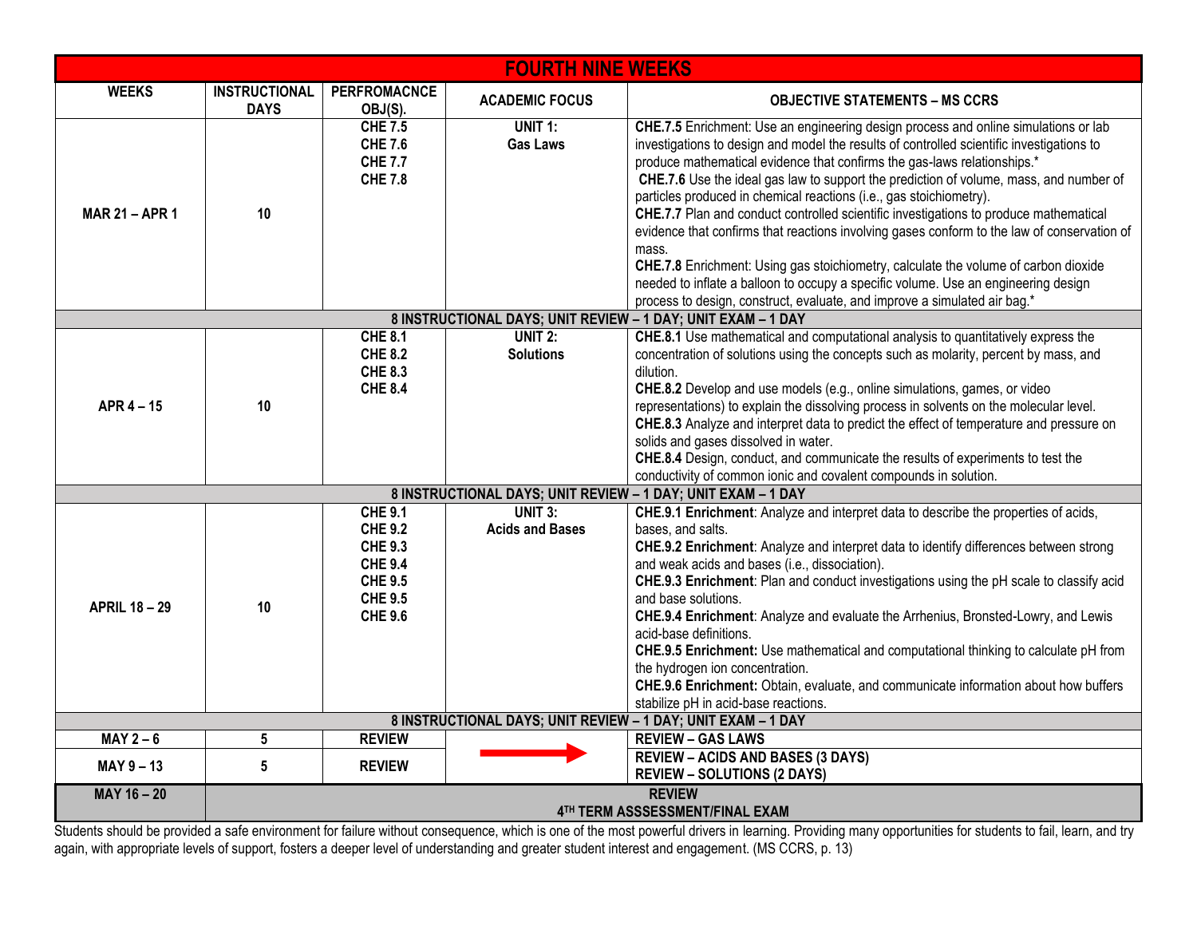| FOURTH NINE WEEKS | | | | |
|---|---|---|---|---|
| **WEEKS** | **INSTRUCTIONAL DAYS** | **PERFROMACNCE OBJ(S).** | **ACADEMIC FOCUS** | **OBJECTIVE STATEMENTS – MS CCRS** |
| **MAR 21 – APR 1** | **10** | **CHE 7.5**<br>**CHE 7.6**<br>**CHE 7.7**<br>**CHE 7.8** | **UNIT 1:**<br>**Gas Laws** | **CHE.7.5** Enrichment: Use an engineering design process and online simulations or lab investigations to design and model the results of controlled scientific investigations to produce mathematical evidence that confirms the gas-laws relationships.*<br>**CHE.7.6** Use the ideal gas law to support the prediction of volume, mass, and number of particles produced in chemical reactions (i.e., gas stoichiometry).<br>**CHE.7.7** Plan and conduct controlled scientific investigations to produce mathematical evidence that confirms that reactions involving gases conform to the law of conservation of mass.<br>**CHE.7.8** Enrichment: Using gas stoichiometry, calculate the volume of carbon dioxide needed to inflate a balloon to occupy a specific volume. Use an engineering design process to design, construct, evaluate, and improve a simulated air bag.* |
| **8 INSTRUCTIONAL DAYS; UNIT REVIEW – 1 DAY; UNIT EXAM – 1 DAY** | | | | |
| **APR 4 – 15** | **10** | **CHE 8.1**<br>**CHE 8.2**<br>**CHE 8.3**<br>**CHE 8.4** | **UNIT 2:**<br>**Solutions** | **CHE.8.1** Use mathematical and computational analysis to quantitatively express the concentration of solutions using the concepts such as molarity, percent by mass, and dilution.<br>**CHE.8.2** Develop and use models (e.g., online simulations, games, or video representations) to explain the dissolving process in solvents on the molecular level.<br>**CHE.8.3** Analyze and interpret data to predict the effect of temperature and pressure on solids and gases dissolved in water.<br>**CHE.8.4** Design, conduct, and communicate the results of experiments to test the conductivity of common ionic and covalent compounds in solution. |
| **8 INSTRUCTIONAL DAYS; UNIT REVIEW – 1 DAY; UNIT EXAM – 1 DAY** | | | | |
| **APRIL 18 – 29** | **10** | **CHE 9.1**<br>**CHE 9.2**<br>**CHE 9.3**<br>**CHE 9.4**<br>**CHE 9.5**<br>**CHE 9.5**<br>**CHE 9.6** | **UNIT 3:**<br>**Acids and Bases** | **CHE.9.1 Enrichment**: Analyze and interpret data to describe the properties of acids, bases, and salts.<br>**CHE.9.2 Enrichment**: Analyze and interpret data to identify differences between strong and weak acids and bases (i.e., dissociation).<br>**CHE.9.3 Enrichment**: Plan and conduct investigations using the pH scale to classify acid and base solutions.<br>**CHE.9.4 Enrichment**: Analyze and evaluate the Arrhenius, Bronsted-Lowry, and Lewis acid-base definitions.<br>**CHE.9.5 Enrichment:** Use mathematical and computational thinking to calculate pH from the hydrogen ion concentration.<br>**CHE.9.6 Enrichment:** Obtain, evaluate, and communicate information about how buffers stabilize pH in acid-base reactions. |
| **8 INSTRUCTIONAL DAYS; UNIT REVIEW – 1 DAY; UNIT EXAM – 1 DAY** | | | | |
| **MAY 2 – 6** | **5** | **REVIEW** | → | **REVIEW – GAS LAWS** |
| **MAY 9 – 13** | **5** | **REVIEW** | | **REVIEW – ACIDS AND BASES (3 DAYS)**<br>**REVIEW – SOLUTIONS (2 DAYS)** |
| **MAY 16 – 20** | **REVIEW**<br>**4TH TERM ASSSESSMENT/FINAL EXAM** | | | |

Students should be provided a safe environment for failure without consequence, which is one of the most powerful drivers in learning. Providing many opportunities for students to fail, learn, and try again, with appropriate levels of support, fosters a deeper level of understanding and greater student interest and engagement. (MS CCRS, p. 13)